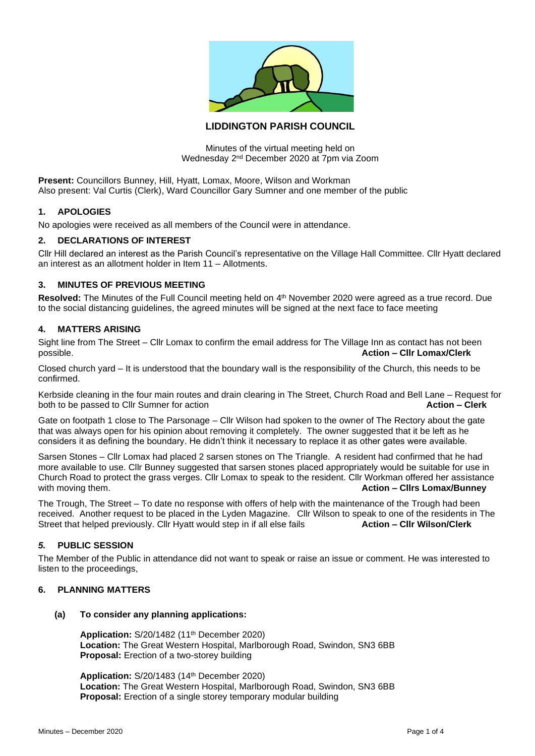# LIDDINGTON PARISH COUNCIL

Minutes of the virtual meeting held on
Wednesday 2nd December 2020 at 7pm via Zoom

**Present:** Councillors Bunney, Hill, Hyatt, Lomax, Moore, Wilson and Workman
Also present: Val Curtis (Clerk), Ward Councillor Gary Sumner and one member of the public

## 1. APOLOGIES

No apologies were received as all members of the Council were in attendance.

## 2. DECLARATIONS OF INTEREST

Cllr Hill declared an interest as the Parish Council's representative on the Village Hall Committee. Cllr Hyatt declared an interest as an allotment holder in Item 11 – Allotments.

## 3. MINUTES OF PREVIOUS MEETING

**Resolved:** The Minutes of the Full Council meeting held on 4th November 2020 were agreed as a true record. Due to the social distancing guidelines, the agreed minutes will be signed at the next face to face meeting

## 4. MATTERS ARISING

Sight line from The Street – Cllr Lomax to confirm the email address for The Village Inn as contact has not been possible. **Action – Cllr Lomax/Clerk**

Closed church yard – It is understood that the boundary wall is the responsibility of the Church, this needs to be confirmed.

Kerbside cleaning in the four main routes and drain clearing in The Street, Church Road and Bell Lane – Request for both to be passed to Cllr Sumner for action **Action – Clerk**

Gate on footpath 1 close to The Parsonage – Cllr Wilson had spoken to the owner of The Rectory about the gate that was always open for his opinion about removing it completely. The owner suggested that it be left as he considers it as defining the boundary. He didn't think it necessary to replace it as other gates were available.

Sarsen Stones – Cllr Lomax had placed 2 sarsen stones on The Triangle. A resident had confirmed that he had more available to use. Cllr Bunney suggested that sarsen stones placed appropriately would be suitable for use in Church Road to protect the grass verges. Cllr Lomax to speak to the resident. Cllr Workman offered her assistance with moving them. **Action – Cllrs Lomax/Bunney**

The Trough, The Street – To date no response with offers of help with the maintenance of the Trough had been received. Another request to be placed in the Lyden Magazine. Cllr Wilson to speak to one of the residents in The Street that helped previously. Cllr Hyatt would step in if all else fails **Action – Cllr Wilson/Clerk**

## *5.* PUBLIC SESSION

The Member of the Public in attendance did not want to speak or raise an issue or comment. He was interested to listen to the proceedings,

## 6. PLANNING MATTERS

### (a) To consider any planning applications:

**Application:** S/20/1482 (11th December 2020)
**Location:** The Great Western Hospital, Marlborough Road, Swindon, SN3 6BB
**Proposal:** Erection of a two-storey building

**Application:** S/20/1483 (14th December 2020)
**Location:** The Great Western Hospital, Marlborough Road, Swindon, SN3 6BB
**Proposal:** Erection of a single storey temporary modular building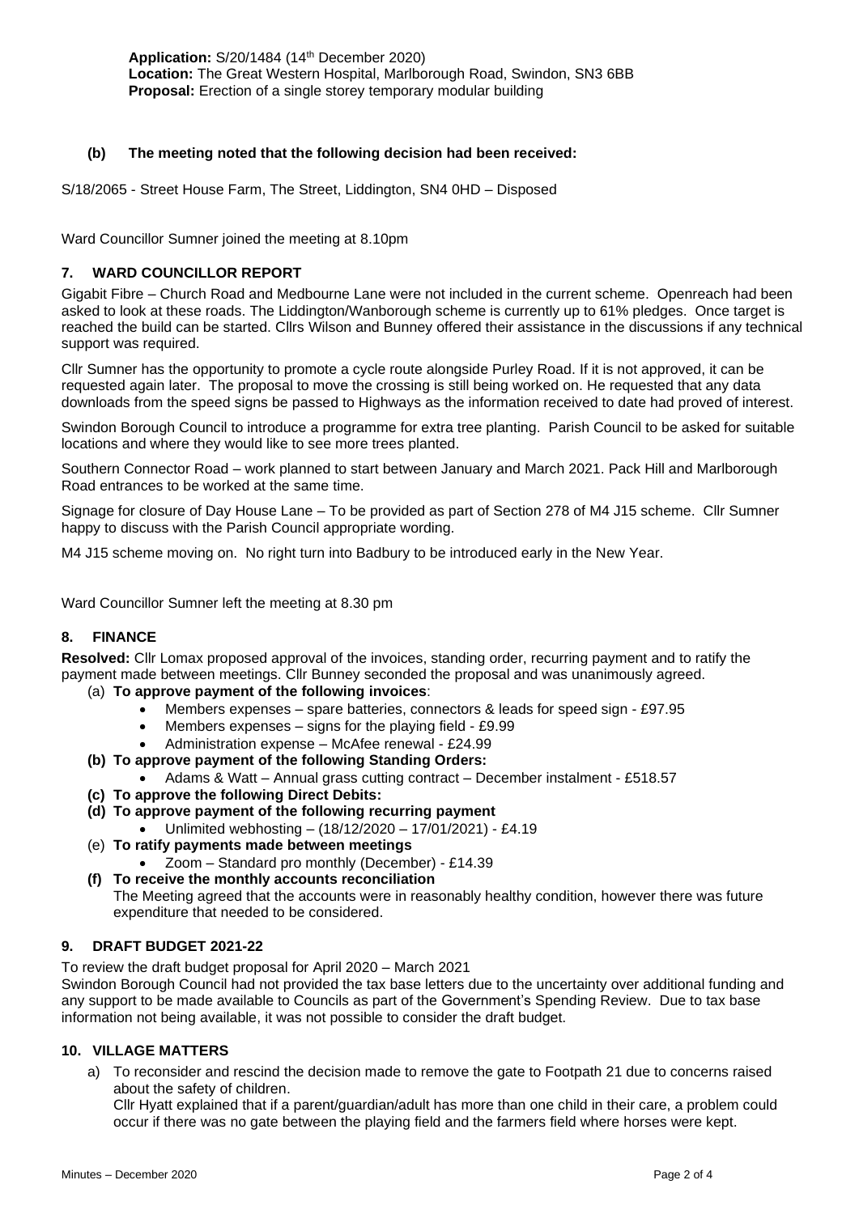**Application:** S/20/1484 (14th December 2020)
**Location:** The Great Western Hospital, Marlborough Road, Swindon, SN3 6BB
**Proposal:** Erection of a single storey temporary modular building

**(b) The meeting noted that the following decision had been received:**

S/18/2065 - Street House Farm, The Street, Liddington, SN4 0HD – Disposed

Ward Councillor Sumner joined the meeting at 8.10pm

## 7. WARD COUNCILLOR REPORT

Gigabit Fibre – Church Road and Medbourne Lane were not included in the current scheme. Openreach had been asked to look at these roads. The Liddington/Wanborough scheme is currently up to 61% pledges. Once target is reached the build can be started. Cllrs Wilson and Bunney offered their assistance in the discussions if any technical support was required.

Cllr Sumner has the opportunity to promote a cycle route alongside Purley Road. If it is not approved, it can be requested again later. The proposal to move the crossing is still being worked on. He requested that any data downloads from the speed signs be passed to Highways as the information received to date had proved of interest.

Swindon Borough Council to introduce a programme for extra tree planting. Parish Council to be asked for suitable locations and where they would like to see more trees planted.

Southern Connector Road – work planned to start between January and March 2021. Pack Hill and Marlborough Road entrances to be worked at the same time.

Signage for closure of Day House Lane – To be provided as part of Section 278 of M4 J15 scheme. Cllr Sumner happy to discuss with the Parish Council appropriate wording.

M4 J15 scheme moving on. No right turn into Badbury to be introduced early in the New Year.

Ward Councillor Sumner left the meeting at 8.30 pm

## 8. FINANCE

**Resolved:** Cllr Lomax proposed approval of the invoices, standing order, recurring payment and to ratify the payment made between meetings. Cllr Bunney seconded the proposal and was unanimously agreed.

(a) **To approve payment of the following invoices**:
- Members expenses – spare batteries, connectors & leads for speed sign - £97.95
- Members expenses – signs for the playing field - £9.99
- Administration expense – McAfee renewal - £24.99

**(b) To approve payment of the following Standing Orders:**
- Adams & Watt – Annual grass cutting contract – December instalment - £518.57

**(c) To approve the following Direct Debits:**

**(d) To approve payment of the following recurring payment**
- Unlimited webhosting – (18/12/2020 – 17/01/2021) - £4.19

(e) **To ratify payments made between meetings**
- Zoom – Standard pro monthly (December) - £14.39

**(f) To receive the monthly accounts reconciliation**
The Meeting agreed that the accounts were in reasonably healthy condition, however there was future expenditure that needed to be considered.

## 9. DRAFT BUDGET 2021-22

To review the draft budget proposal for April 2020 – March 2021
Swindon Borough Council had not provided the tax base letters due to the uncertainty over additional funding and any support to be made available to Councils as part of the Government's Spending Review. Due to tax base information not being available, it was not possible to consider the draft budget.

## 10. VILLAGE MATTERS

a) To reconsider and rescind the decision made to remove the gate to Footpath 21 due to concerns raised about the safety of children.
Cllr Hyatt explained that if a parent/guardian/adult has more than one child in their care, a problem could occur if there was no gate between the playing field and the farmers field where horses were kept.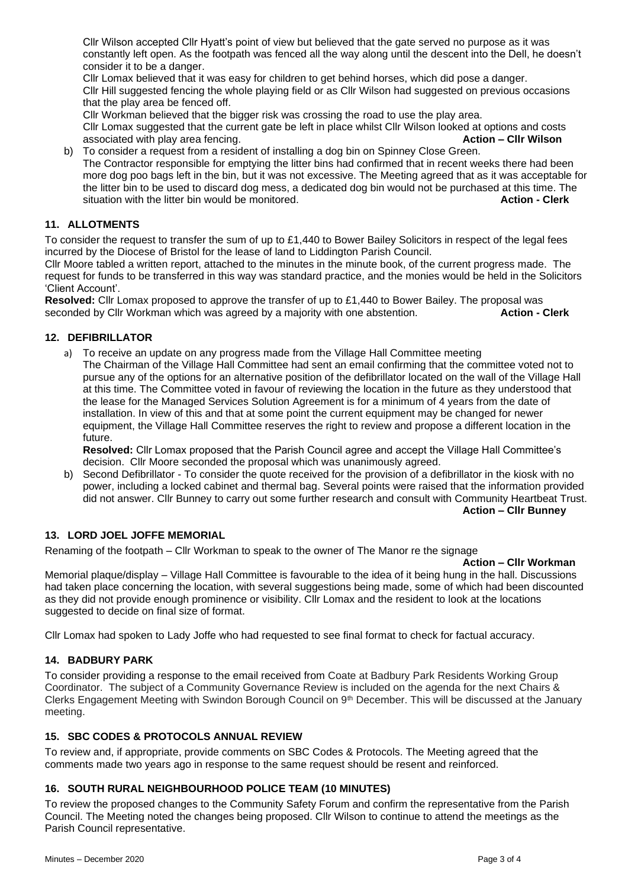Cllr Wilson accepted Cllr Hyatt's point of view but believed that the gate served no purpose as it was constantly left open. As the footpath was fenced all the way along until the descent into the Dell, he doesn't consider it to be a danger.

Cllr Lomax believed that it was easy for children to get behind horses, which did pose a danger.

Cllr Hill suggested fencing the whole playing field or as Cllr Wilson had suggested on previous occasions that the play area be fenced off.

Cllr Workman believed that the bigger risk was crossing the road to use the play area.

Cllr Lomax suggested that the current gate be left in place whilst Cllr Wilson looked at options and costs associated with play area fencing. **Action – Cllr Wilson**

b) To consider a request from a resident of installing a dog bin on Spinney Close Green.
The Contractor responsible for emptying the litter bins had confirmed that in recent weeks there had been more dog poo bags left in the bin, but it was not excessive. The Meeting agreed that as it was acceptable for the litter bin to be used to discard dog mess, a dedicated dog bin would not be purchased at this time. The situation with the litter bin would be monitored. **Action - Clerk**

## 11. ALLOTMENTS

To consider the request to transfer the sum of up to £1,440 to Bower Bailey Solicitors in respect of the legal fees incurred by the Diocese of Bristol for the lease of land to Liddington Parish Council.

Cllr Moore tabled a written report, attached to the minutes in the minute book, of the current progress made. The request for funds to be transferred in this way was standard practice, and the monies would be held in the Solicitors 'Client Account'.

**Resolved:** Cllr Lomax proposed to approve the transfer of up to £1,440 to Bower Bailey. The proposal was seconded by Cllr Workman which was agreed by a majority with one abstention. **Action - Clerk**

## 12. DEFIBRILLATOR

a) To receive an update on any progress made from the Village Hall Committee meeting
The Chairman of the Village Hall Committee had sent an email confirming that the committee voted not to pursue any of the options for an alternative position of the defibrillator located on the wall of the Village Hall at this time. The Committee voted in favour of reviewing the location in the future as they understood that the lease for the Managed Services Solution Agreement is for a minimum of 4 years from the date of installation. In view of this and that at some point the current equipment may be changed for newer equipment, the Village Hall Committee reserves the right to review and propose a different location in the future.
**Resolved:** Cllr Lomax proposed that the Parish Council agree and accept the Village Hall Committee's decision. Cllr Moore seconded the proposal which was unanimously agreed.

b) Second Defibrillator - To consider the quote received for the provision of a defibrillator in the kiosk with no power, including a locked cabinet and thermal bag. Several points were raised that the information provided did not answer. Cllr Bunney to carry out some further research and consult with Community Heartbeat Trust.
**Action – Cllr Bunney**

## 13. LORD JOEL JOFFE MEMORIAL

Renaming of the footpath – Cllr Workman to speak to the owner of The Manor re the signage

**Action – Cllr Workman**

Memorial plaque/display – Village Hall Committee is favourable to the idea of it being hung in the hall. Discussions had taken place concerning the location, with several suggestions being made, some of which had been discounted as they did not provide enough prominence or visibility. Cllr Lomax and the resident to look at the locations suggested to decide on final size of format.

Cllr Lomax had spoken to Lady Joffe who had requested to see final format to check for factual accuracy.

## 14. BADBURY PARK

To consider providing a response to the email received from Coate at Badbury Park Residents Working Group Coordinator. The subject of a Community Governance Review is included on the agenda for the next Chairs & Clerks Engagement Meeting with Swindon Borough Council on 9th December. This will be discussed at the January meeting.

## 15. SBC CODES & PROTOCOLS ANNUAL REVIEW

To review and, if appropriate, provide comments on SBC Codes & Protocols. The Meeting agreed that the comments made two years ago in response to the same request should be resent and reinforced.

## 16. SOUTH RURAL NEIGHBOURHOOD POLICE TEAM (10 MINUTES)

To review the proposed changes to the Community Safety Forum and confirm the representative from the Parish Council. The Meeting noted the changes being proposed. Cllr Wilson to continue to attend the meetings as the Parish Council representative.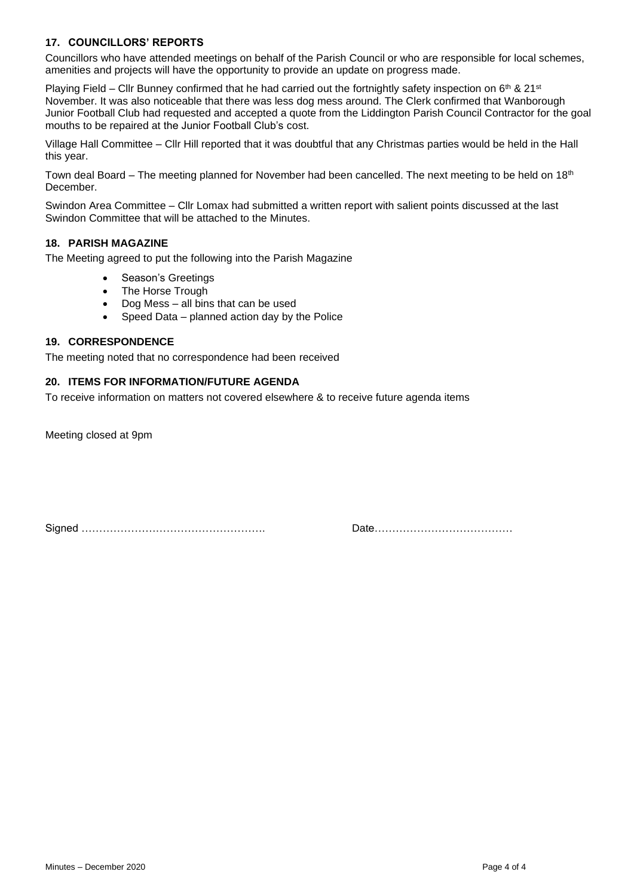### 17. COUNCILLORS' REPORTS

Councillors who have attended meetings on behalf of the Parish Council or who are responsible for local schemes, amenities and projects will have the opportunity to provide an update on progress made.

Playing Field – Cllr Bunney confirmed that he had carried out the fortnightly safety inspection on 6th & 21st November. It was also noticeable that there was less dog mess around. The Clerk confirmed that Wanborough Junior Football Club had requested and accepted a quote from the Liddington Parish Council Contractor for the goal mouths to be repaired at the Junior Football Club's cost.

Village Hall Committee – Cllr Hill reported that it was doubtful that any Christmas parties would be held in the Hall this year.

Town deal Board – The meeting planned for November had been cancelled. The next meeting to be held on 18th December.

Swindon Area Committee – Cllr Lomax had submitted a written report with salient points discussed at the last Swindon Committee that will be attached to the Minutes.

### 18. PARISH MAGAZINE

The Meeting agreed to put the following into the Parish Magazine

- Season's Greetings
- The Horse Trough
- Dog Mess – all bins that can be used
- Speed Data – planned action day by the Police

### 19. CORRESPONDENCE

The meeting noted that no correspondence had been received

### 20. ITEMS FOR INFORMATION/FUTURE AGENDA

To receive information on matters not covered elsewhere & to receive future agenda items

Meeting closed at 9pm

Signed ……………………………………………. Date…………………………………